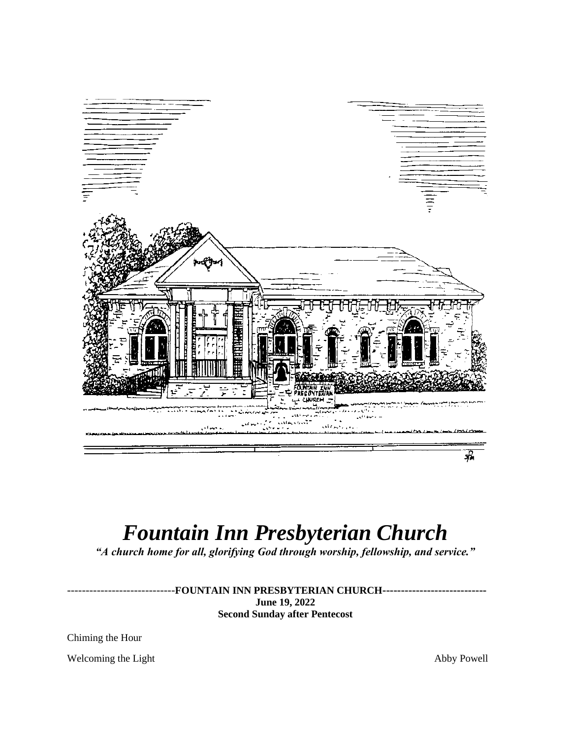# *Fountain Inn Presbyterian Church*

***"A church home for all, glorifying God through worship, fellowship, and service."***

**----------------------------FOUNTAIN INN PRESBYTERIAN CHURCH---------------------------**

**June 19, 2022**

**Second Sunday after Pentecost**

Chiming the Hour

Welcoming the Light — Abby Powell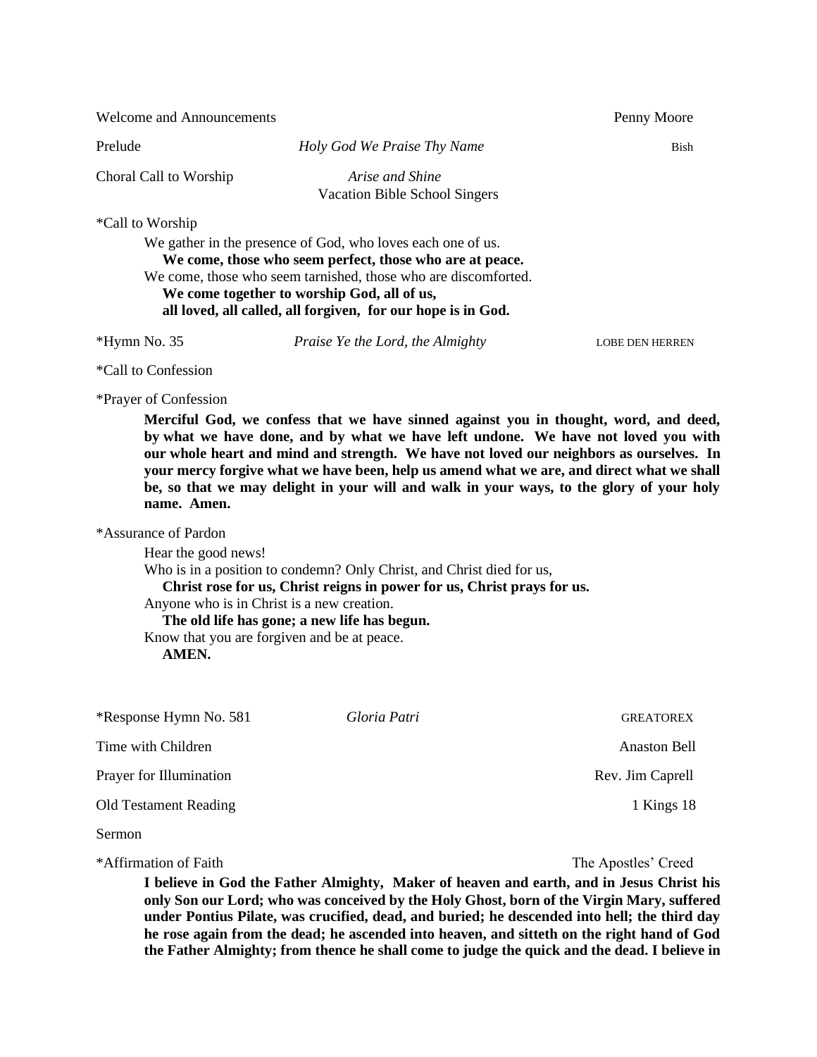Welcome and Announcements Penny Moore

Prelude *Holy God We Praise Thy Name* Bish

Choral Call to Worship *Arise and Shine*
Vacation Bible School Singers

*Call to Worship

We gather in the presence of God, who loves each one of us.
**We come, those who seem perfect, those who are at peace.**
We come, those who seem tarnished, those who are discomforted.
**We come together to worship God, all of us,**
**all loved, all called, all forgiven, for our hope is in God.**

*Hymn No. 35 *Praise Ye the Lord, the Almighty* LOBE DEN HERREN

*Call to Confession

*Prayer of Confession

**Merciful God, we confess that we have sinned against you in thought, word, and deed, by what we have done, and by what we have left undone. We have not loved you with our whole heart and mind and strength. We have not loved our neighbors as ourselves. In your mercy forgive what we have been, help us amend what we are, and direct what we shall be, so that we may delight in your will and walk in your ways, to the glory of your holy name. Amen.**

*Assurance of Pardon

Hear the good news!
Who is in a position to condemn? Only Christ, and Christ died for us,
**Christ rose for us, Christ reigns in power for us, Christ prays for us.**
Anyone who is in Christ is a new creation.
**The old life has gone; a new life has begun.**
Know that you are forgiven and be at peace.
**AMEN.**

*Response Hymn No. 581 *Gloria Patri* GREATOREX

Time with Children Anaston Bell

Prayer for Illumination Rev. Jim Caprell

Old Testament Reading 1 Kings 18

Sermon

*Affirmation of Faith The Apostles' Creed

**I believe in God the Father Almighty, Maker of heaven and earth, and in Jesus Christ his only Son our Lord; who was conceived by the Holy Ghost, born of the Virgin Mary, suffered under Pontius Pilate, was crucified, dead, and buried; he descended into hell; the third day he rose again from the dead; he ascended into heaven, and sitteth on the right hand of God the Father Almighty; from thence he shall come to judge the quick and the dead. I believe in**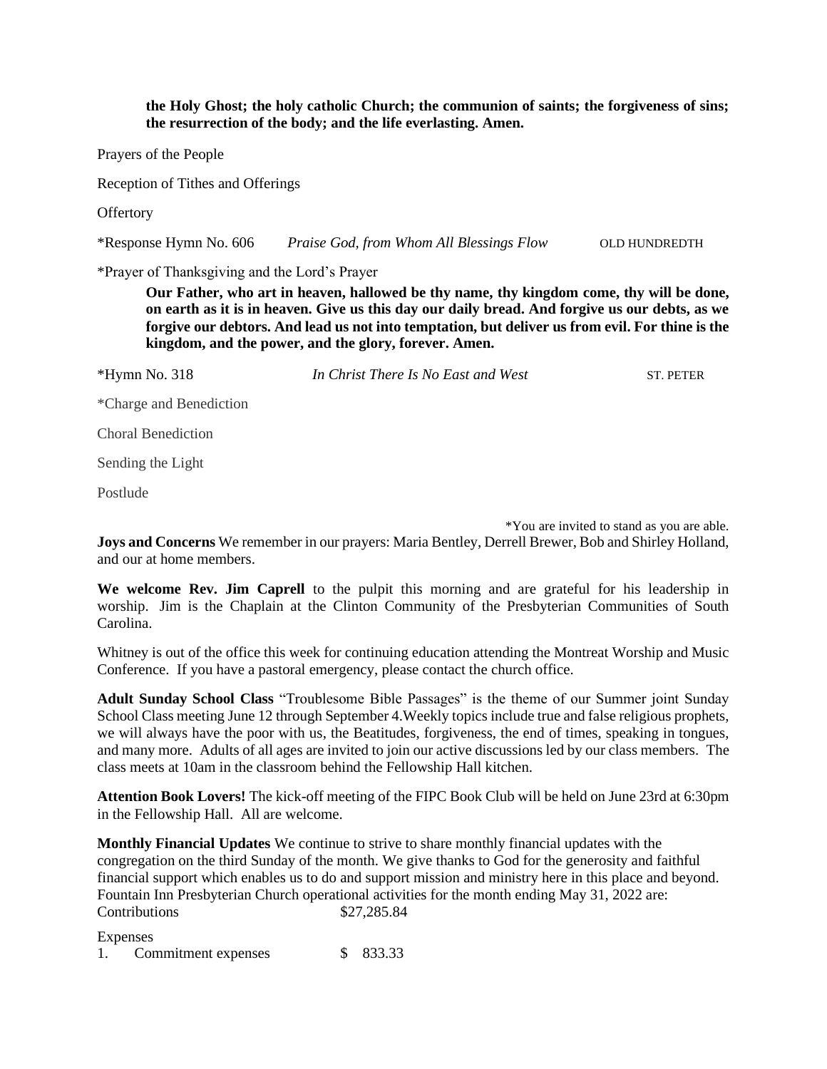**the Holy Ghost; the holy catholic Church; the communion of saints; the forgiveness of sins; the resurrection of the body; and the life everlasting. Amen.**

Prayers of the People

Reception of Tithes and Offerings

Offertory

*Response Hymn No. 606 *Praise God, from Whom All Blessings Flow* OLD HUNDREDTH

*Prayer of Thanksgiving and the Lord's Prayer

**Our Father, who art in heaven, hallowed be thy name, thy kingdom come, thy will be done, on earth as it is in heaven. Give us this day our daily bread. And forgive us our debts, as we forgive our debtors. And lead us not into temptation, but deliver us from evil. For thine is the kingdom, and the power, and the glory, forever. Amen.**

*Hymn No. 318 *In Christ There Is No East and West* ST. PETER

*Charge and Benediction

Choral Benediction

Sending the Light

Postlude

*You are invited to stand as you are able.

**Joys and Concerns** We remember in our prayers: Maria Bentley, Derrell Brewer, Bob and Shirley Holland, and our at home members.

**We welcome Rev. Jim Caprell** to the pulpit this morning and are grateful for his leadership in worship. Jim is the Chaplain at the Clinton Community of the Presbyterian Communities of South Carolina.

Whitney is out of the office this week for continuing education attending the Montreat Worship and Music Conference. If you have a pastoral emergency, please contact the church office.

**Adult Sunday School Class** "Troublesome Bible Passages" is the theme of our Summer joint Sunday School Class meeting June 12 through September 4.Weekly topics include true and false religious prophets, we will always have the poor with us, the Beatitudes, forgiveness, the end of times, speaking in tongues, and many more. Adults of all ages are invited to join our active discussions led by our class members. The class meets at 10am in the classroom behind the Fellowship Hall kitchen.

**Attention Book Lovers!** The kick-off meeting of the FIPC Book Club will be held on June 23rd at 6:30pm in the Fellowship Hall. All are welcome.

**Monthly Financial Updates** We continue to strive to share monthly financial updates with the congregation on the third Sunday of the month. We give thanks to God for the generosity and faithful financial support which enables us to do and support mission and ministry here in this place and beyond. Fountain Inn Presbyterian Church operational activities for the month ending May 31, 2022 are:

Contributions $27,285.84

Expenses

1. Commitment expenses $ 833.33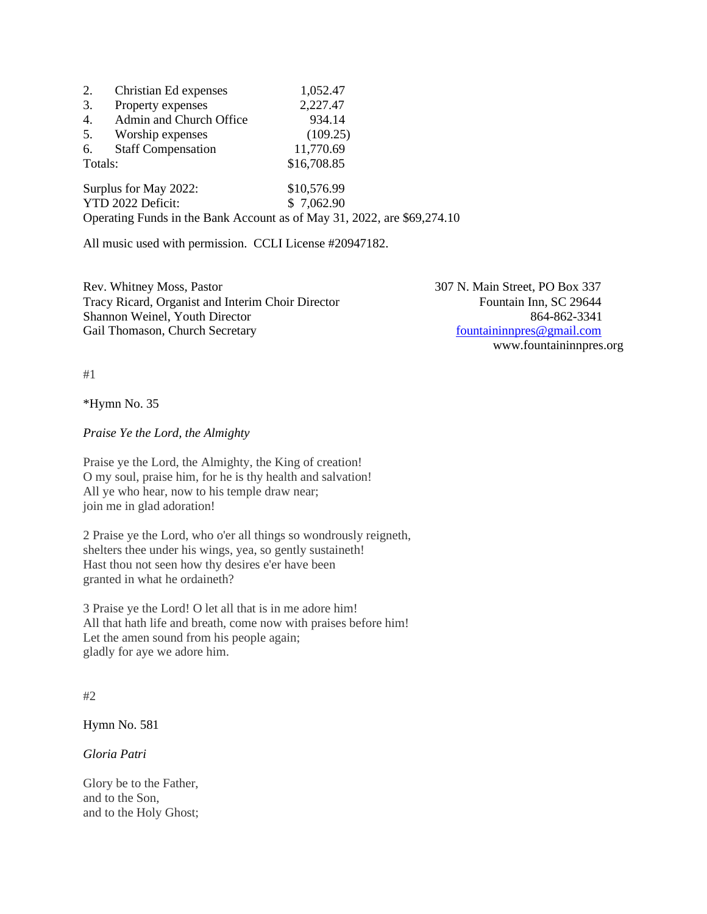| | | |
|---|---|---|
| 2. | Christian Ed expenses | 1,052.47 |
| 3. | Property expenses | 2,227.47 |
| 4. | Admin and Church Office | 934.14 |
| 5. | Worship expenses | (109.25) |
| 6. | Staff Compensation | 11,770.69 |
| Totals: | | $16,708.85 |

Surplus for May 2022: $10,576.99
YTD 2022 Deficit: $ 7,062.90
Operating Funds in the Bank Account as of May 31, 2022, are $69,274.10

All music used with permission. CCLI License #20947182.

Rev. Whitney Moss, Pastor
Tracy Ricard, Organist and Interim Choir Director
Shannon Weinel, Youth Director
Gail Thomason, Church Secretary

307 N. Main Street, PO Box 337
Fountain Inn, SC 29644
864-862-3341
fountaininnpres@gmail.com
www.fountaininnpres.org

#1

*Hymn No. 35

*Praise Ye the Lord, the Almighty*

Praise ye the Lord, the Almighty, the King of creation!
O my soul, praise him, for he is thy health and salvation!
All ye who hear, now to his temple draw near;
join me in glad adoration!

2 Praise ye the Lord, who o'er all things so wondrously reigneth,
shelters thee under his wings, yea, so gently sustaineth!
Hast thou not seen how thy desires e'er have been
granted in what he ordaineth?

3 Praise ye the Lord! O let all that is in me adore him!
All that hath life and breath, come now with praises before him!
Let the amen sound from his people again;
gladly for aye we adore him.

#2

Hymn No. 581

*Gloria Patri*

Glory be to the Father,
and to the Son,
and to the Holy Ghost;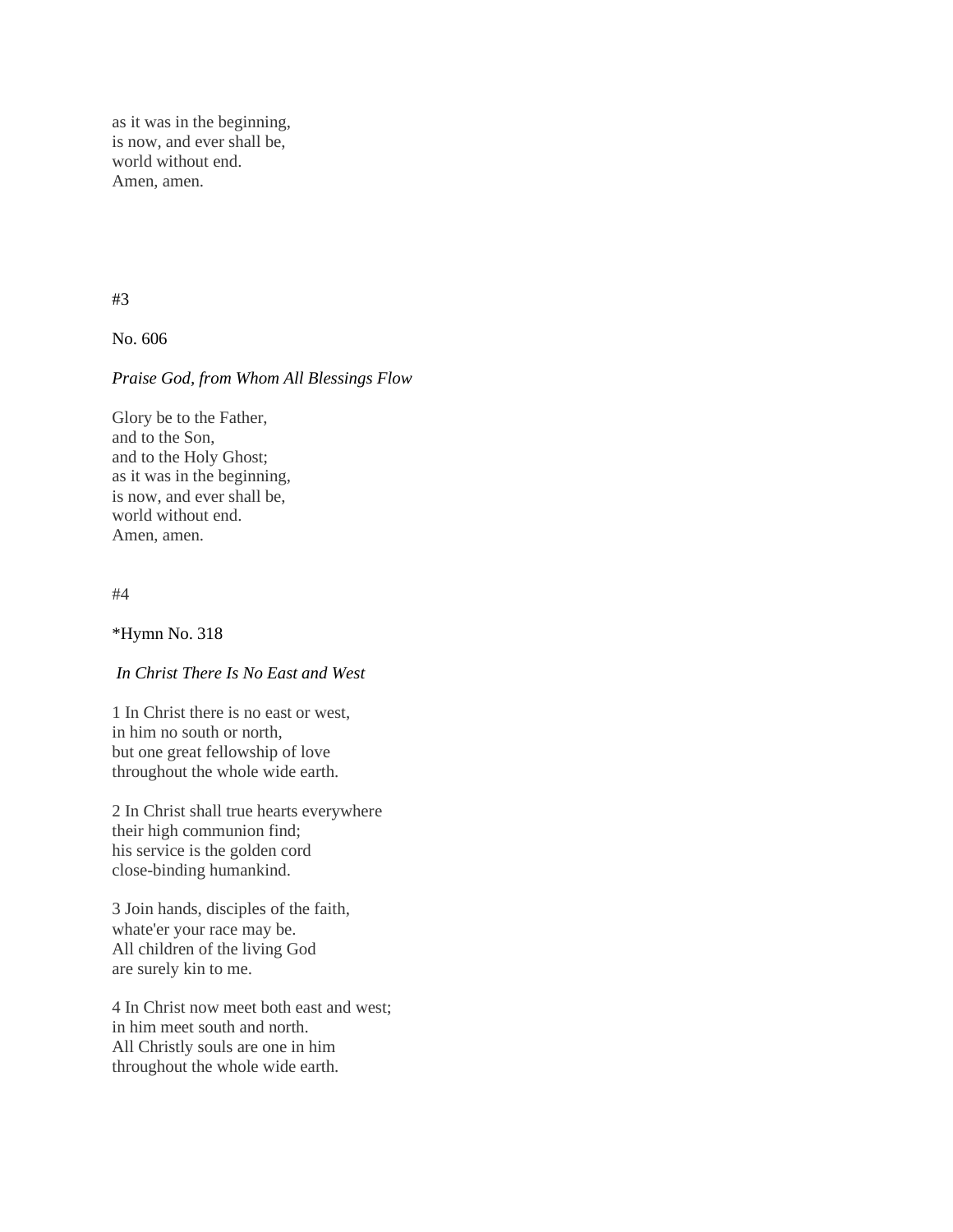as it was in the beginning,
is now, and ever shall be,
world without end.
Amen, amen.

#3

No. 606

*Praise God, from Whom All Blessings Flow*

Glory be to the Father,
and to the Son,
and to the Holy Ghost;
as it was in the beginning,
is now, and ever shall be,
world without end.
Amen, amen.

#4

*Hymn No. 318

*In Christ There Is No East and West*

1 In Christ there is no east or west,
in him no south or north,
but one great fellowship of love
throughout the whole wide earth.

2 In Christ shall true hearts everywhere
their high communion find;
his service is the golden cord
close-binding humankind.

3 Join hands, disciples of the faith,
whate'er your race may be.
All children of the living God
are surely kin to me.

4 In Christ now meet both east and west;
in him meet south and north.
All Christly souls are one in him
throughout the whole wide earth.